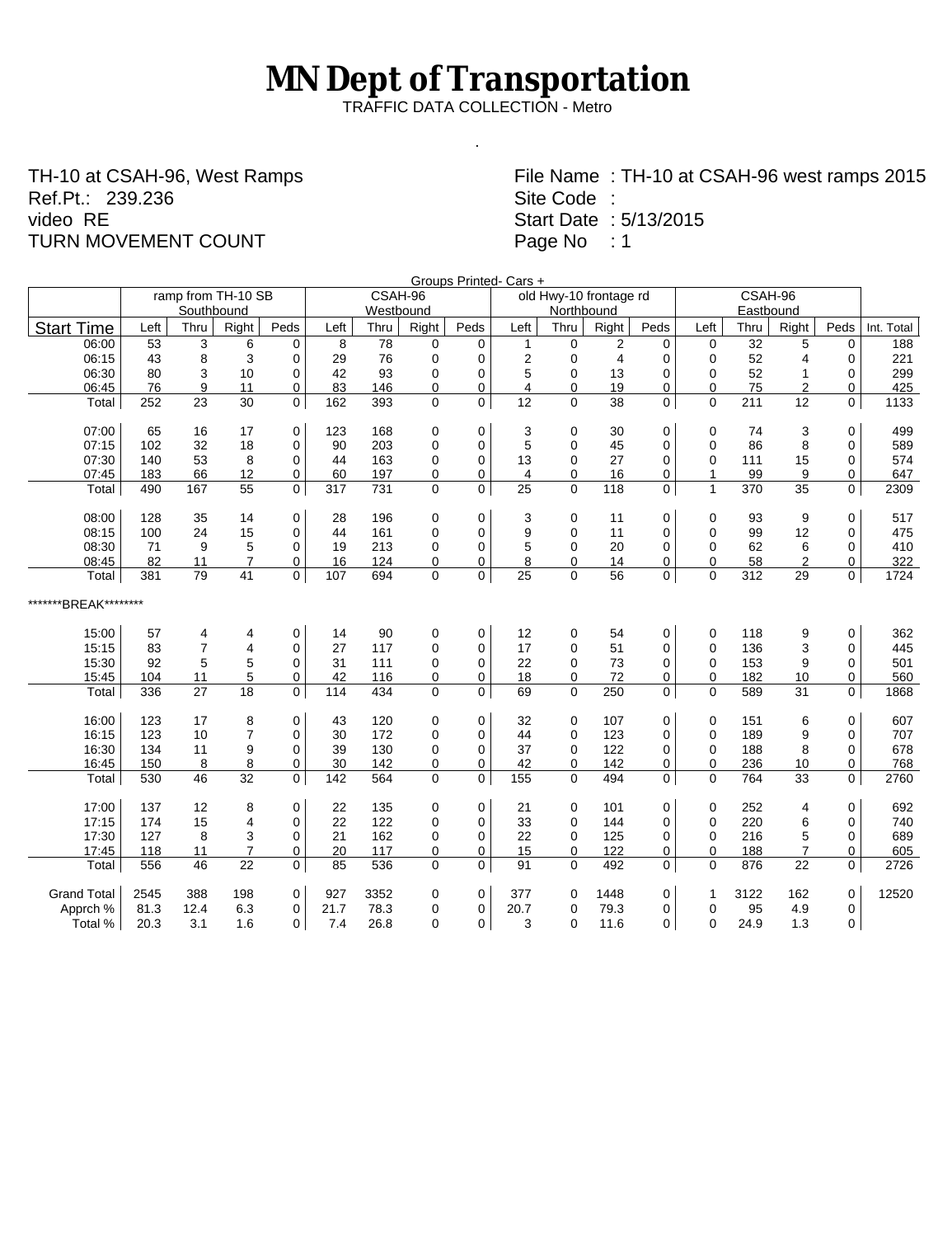# MN Dept of Transportation

TRAFFIC DATA COLLECTION - Metro

.

TH-10 at CSAH-96, West Ramps
Ref.Pt.: 239.236
video RE
TURN MOVEMENT COUNT

File Name : TH-10 at CSAH-96 west ramps 2015
Site Code :
Start Date : 5/13/2015
Page No : 1

Groups Printed- Cars +

| | ramp from TH-10 SB Southbound | | | | CSAH-96 Westbound | | | | old Hwy-10 frontage rd Northbound | | | | CSAH-96 Eastbound | | | | |
|---|---|---|---|---|---|---|---|---|---|---|---|---|---|---|---|---|---|
| Start Time | Left | Thru | Right | Peds | Left | Thru | Right | Peds | Left | Thru | Right | Peds | Left | Thru | Right | Peds | Int. Total |
| 06:00 | 53 | 3 | 6 | 0 | 8 | 78 | 0 | 0 | 1 | 0 | 2 | 0 | 0 | 32 | 5 | 0 | 188 |
| 06:15 | 43 | 8 | 3 | 0 | 29 | 76 | 0 | 0 | 2 | 0 | 4 | 0 | 0 | 52 | 4 | 0 | 221 |
| 06:30 | 80 | 3 | 10 | 0 | 42 | 93 | 0 | 0 | 5 | 0 | 13 | 0 | 0 | 52 | 1 | 0 | 299 |
| 06:45 | 76 | 9 | 11 | 0 | 83 | 146 | 0 | 0 | 4 | 0 | 19 | 0 | 0 | 75 | 2 | 0 | 425 |
| Total | 252 | 23 | 30 | 0 | 162 | 393 | 0 | 0 | 12 | 0 | 38 | 0 | 0 | 211 | 12 | 0 | 1133 |
| 07:00 | 65 | 16 | 17 | 0 | 123 | 168 | 0 | 0 | 3 | 0 | 30 | 0 | 0 | 74 | 3 | 0 | 499 |
| 07:15 | 102 | 32 | 18 | 0 | 90 | 203 | 0 | 0 | 5 | 0 | 45 | 0 | 0 | 86 | 8 | 0 | 589 |
| 07:30 | 140 | 53 | 8 | 0 | 44 | 163 | 0 | 0 | 13 | 0 | 27 | 0 | 0 | 111 | 15 | 0 | 574 |
| 07:45 | 183 | 66 | 12 | 0 | 60 | 197 | 0 | 0 | 4 | 0 | 16 | 0 | 1 | 99 | 9 | 0 | 647 |
| Total | 490 | 167 | 55 | 0 | 317 | 731 | 0 | 0 | 25 | 0 | 118 | 0 | 1 | 370 | 35 | 0 | 2309 |
| 08:00 | 128 | 35 | 14 | 0 | 28 | 196 | 0 | 0 | 3 | 0 | 11 | 0 | 0 | 93 | 9 | 0 | 517 |
| 08:15 | 100 | 24 | 15 | 0 | 44 | 161 | 0 | 0 | 9 | 0 | 11 | 0 | 0 | 99 | 12 | 0 | 475 |
| 08:30 | 71 | 9 | 5 | 0 | 19 | 213 | 0 | 0 | 5 | 0 | 20 | 0 | 0 | 62 | 6 | 0 | 410 |
| 08:45 | 82 | 11 | 7 | 0 | 16 | 124 | 0 | 0 | 8 | 0 | 14 | 0 | 0 | 58 | 2 | 0 | 322 |
| Total | 381 | 79 | 41 | 0 | 107 | 694 | 0 | 0 | 25 | 0 | 56 | 0 | 0 | 312 | 29 | 0 | 1724 |
| *******BREAK******** | | | | | | | | | | | | | | | | | |
| 15:00 | 57 | 4 | 4 | 0 | 14 | 90 | 0 | 0 | 12 | 0 | 54 | 0 | 0 | 118 | 9 | 0 | 362 |
| 15:15 | 83 | 7 | 4 | 0 | 27 | 117 | 0 | 0 | 17 | 0 | 51 | 0 | 0 | 136 | 3 | 0 | 445 |
| 15:30 | 92 | 5 | 5 | 0 | 31 | 111 | 0 | 0 | 22 | 0 | 73 | 0 | 0 | 153 | 9 | 0 | 501 |
| 15:45 | 104 | 11 | 5 | 0 | 42 | 116 | 0 | 0 | 18 | 0 | 72 | 0 | 0 | 182 | 10 | 0 | 560 |
| Total | 336 | 27 | 18 | 0 | 114 | 434 | 0 | 0 | 69 | 0 | 250 | 0 | 0 | 589 | 31 | 0 | 1868 |
| 16:00 | 123 | 17 | 8 | 0 | 43 | 120 | 0 | 0 | 32 | 0 | 107 | 0 | 0 | 151 | 6 | 0 | 607 |
| 16:15 | 123 | 10 | 7 | 0 | 30 | 172 | 0 | 0 | 44 | 0 | 123 | 0 | 0 | 189 | 9 | 0 | 707 |
| 16:30 | 134 | 11 | 9 | 0 | 39 | 130 | 0 | 0 | 37 | 0 | 122 | 0 | 0 | 188 | 8 | 0 | 678 |
| 16:45 | 150 | 8 | 8 | 0 | 30 | 142 | 0 | 0 | 42 | 0 | 142 | 0 | 0 | 236 | 10 | 0 | 768 |
| Total | 530 | 46 | 32 | 0 | 142 | 564 | 0 | 0 | 155 | 0 | 494 | 0 | 0 | 764 | 33 | 0 | 2760 |
| 17:00 | 137 | 12 | 8 | 0 | 22 | 135 | 0 | 0 | 21 | 0 | 101 | 0 | 0 | 252 | 4 | 0 | 692 |
| 17:15 | 174 | 15 | 4 | 0 | 22 | 122 | 0 | 0 | 33 | 0 | 144 | 0 | 0 | 220 | 6 | 0 | 740 |
| 17:30 | 127 | 8 | 3 | 0 | 21 | 162 | 0 | 0 | 22 | 0 | 125 | 0 | 0 | 216 | 5 | 0 | 689 |
| 17:45 | 118 | 11 | 7 | 0 | 20 | 117 | 0 | 0 | 15 | 0 | 122 | 0 | 0 | 188 | 7 | 0 | 605 |
| Total | 556 | 46 | 22 | 0 | 85 | 536 | 0 | 0 | 91 | 0 | 492 | 0 | 0 | 876 | 22 | 0 | 2726 |
| Grand Total | 2545 | 388 | 198 | 0 | 927 | 3352 | 0 | 0 | 377 | 0 | 1448 | 0 | 1 | 3122 | 162 | 0 | 12520 |
| Apprch % | 81.3 | 12.4 | 6.3 | 0 | 21.7 | 78.3 | 0 | 0 | 20.7 | 0 | 79.3 | 0 | 0 | 95 | 4.9 | 0 | |
| Total % | 20.3 | 3.1 | 1.6 | 0 | 7.4 | 26.8 | 0 | 0 | 3 | 0 | 11.6 | 0 | 0 | 24.9 | 1.3 | 0 | |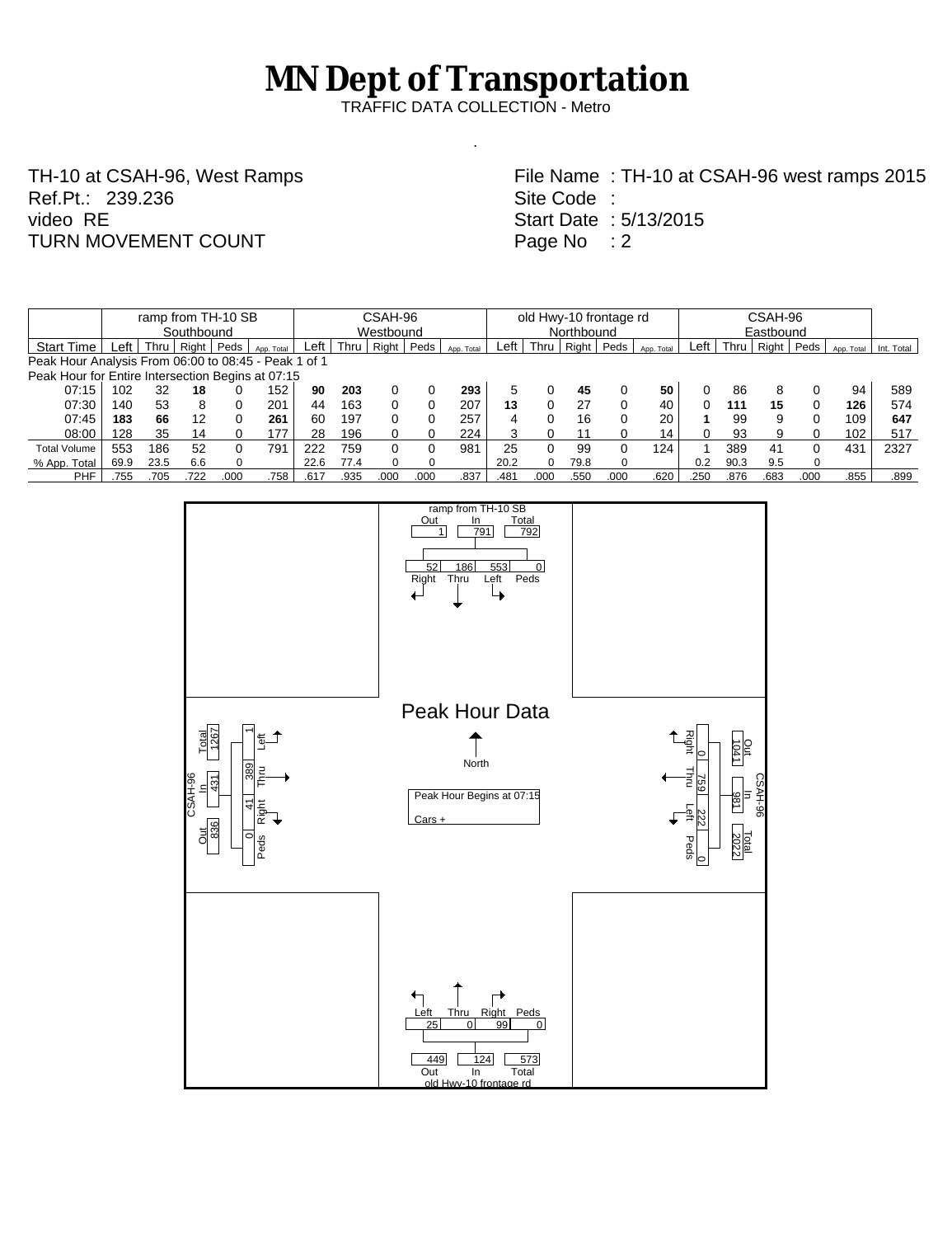# MN Dept of Transportation

TRAFFIC DATA COLLECTION - Metro

.

TH-10 at CSAH-96, West Ramps
Ref.Pt.: 239.236
video RE
TURN MOVEMENT COUNT

File Name : TH-10 at CSAH-96 west ramps 2015
Site Code :
Start Date : 5/13/2015
Page No : 2

| | ramp from TH-10 SB Southbound | | | | | CSAH-96 Westbound | | | | | old Hwy-10 frontage rd Northbound | | | | | CSAH-96 Eastbound | | | | | |
|---|---|---|---|---|---|---|---|---|---|---|---|---|---|---|---|---|---|---|---|---|---|
| Start Time | Left | Thru | Right | Peds | App. Total | Left | Thru | Right | Peds | App. Total | Left | Thru | Right | Peds | App. Total | Left | Thru | Right | Peds | App. Total | Int. Total |
| Peak Hour Analysis From 06:00 to 08:45 - Peak 1 of 1 | | | | | | | | | | | | | | | | | | | | | |
| Peak Hour for Entire Intersection Begins at 07:15 | | | | | | | | | | | | | | | | | | | | | |
| 07:15 | 102 | 32 | **18** | 0 | 152 | **90** | **203** | 0 | 0 | **293** | 5 | 0 | **45** | 0 | **50** | 0 | 86 | 8 | 0 | 94 | 589 |
| 07:30 | 140 | 53 | 8 | 0 | 201 | 44 | 163 | 0 | 0 | 207 | **13** | 0 | 27 | 0 | 40 | 0 | **111** | **15** | 0 | **126** | 574 |
| 07:45 | **183** | **66** | 12 | 0 | **261** | 60 | 197 | 0 | 0 | 257 | 4 | 0 | 16 | 0 | 20 | **1** | 99 | 9 | 0 | 109 | **647** |
| 08:00 | 128 | 35 | 14 | 0 | 177 | 28 | 196 | 0 | 0 | 224 | 3 | 0 | 11 | 0 | 14 | 0 | 93 | 9 | 0 | 102 | 517 |
| Total Volume | 553 | 186 | 52 | 0 | 791 | 222 | 759 | 0 | 0 | 981 | 25 | 0 | 99 | 0 | 124 | 1 | 389 | 41 | 0 | 431 | 2327 |
| % App. Total | 69.9 | 23.5 | 6.6 | 0 | | 22.6 | 77.4 | 0 | 0 | | 20.2 | 0 | 79.8 | 0 | | 0.2 | 90.3 | 9.5 | 0 | | |
| PHF | .755 | .705 | .722 | .000 | .758 | .617 | .935 | .000 | .000 | .837 | .481 | .000 | .550 | .000 | .620 | .250 | .876 | .683 | .000 | .855 | .899 |

## Peak Hour Data

Peak Hour Begins at 07:15

Cars +

North

**ramp from TH-10 SB:** Out 1, In 791, Total 792; Right 52, Thru 186, Left 553, Peds 0

**CSAH-96 (Westbound):** Out 1041, In 981, Total 2022; Right 0, Thru 759, Left 222, Peds 0

**old Hwy-10 frontage rd:** Out 449, In 124, Total 573; Left 25, Thru 0, Right 99, Peds 0

**CSAH-96 (Eastbound):** Out 836, In 431, Total 1267; Left 1, Thru 389, Right 41, Peds 0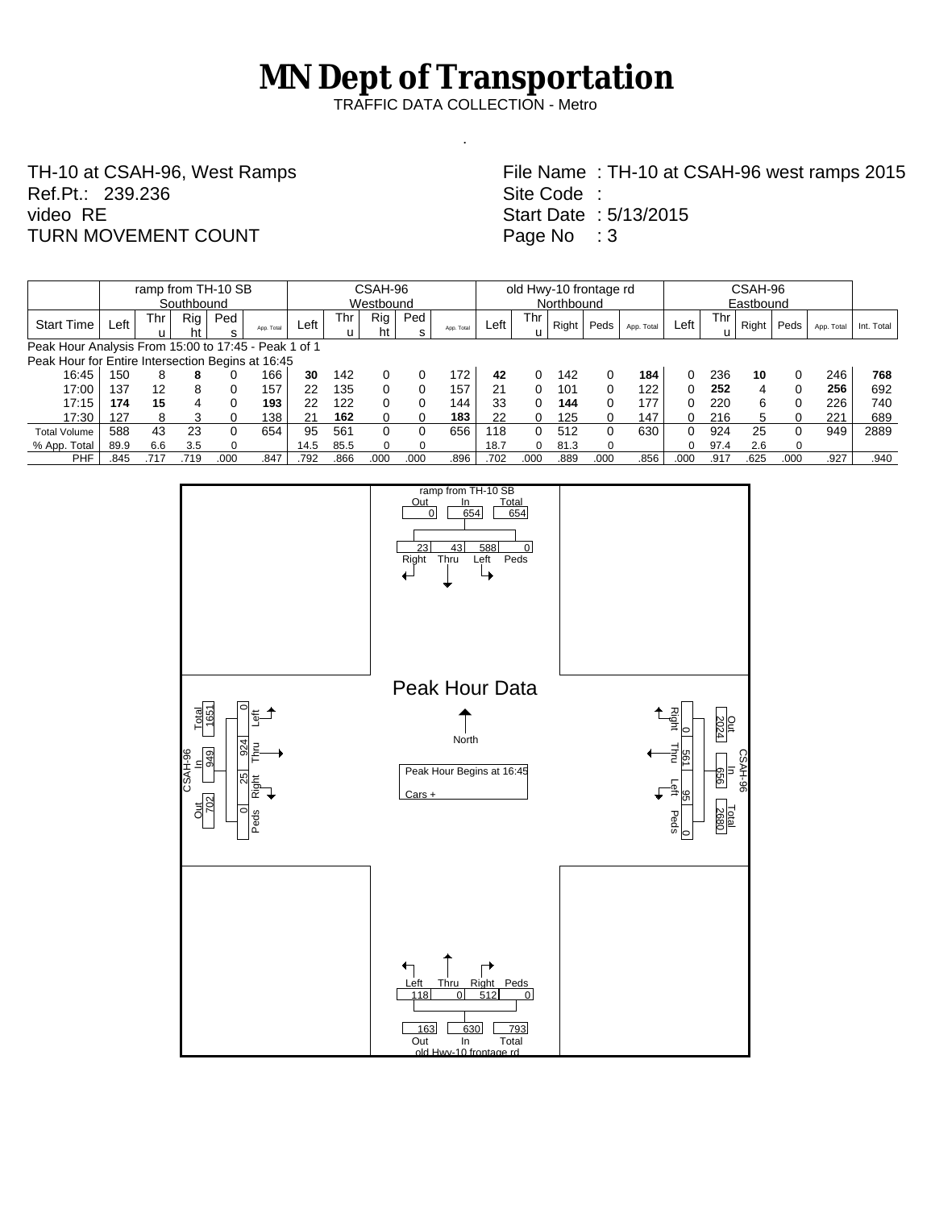# MN Dept of Transportation

TRAFFIC DATA COLLECTION - Metro

.

TH-10 at CSAH-96, West Ramps
Ref.Pt.: 239.236
video RE
TURN MOVEMENT COUNT

File Name : TH-10 at CSAH-96 west ramps 2015
Site Code :
Start Date : 5/13/2015
Page No : 3

| | ramp from TH-10 SB Southbound | | | | | CSAH-96 Westbound | | | | | old Hwy-10 frontage rd Northbound | | | | | CSAH-96 Eastbound | | | | | |
|---|---|---|---|---|---|---|---|---|---|---|---|---|---|---|---|---|---|---|---|---|---|
| Start Time | Left | Thru | Right | Peds | App. Total | Left | Thru | Right | Peds | App. Total | Left | Thru | Right | Peds | App. Total | Left | Thru | Right | Peds | App. Total | Int. Total |
| Peak Hour Analysis From 15:00 to 17:45 - Peak 1 of 1 | | | | | | | | | | | | | | | | | | | | | |
| Peak Hour for Entire Intersection Begins at 16:45 | | | | | | | | | | | | | | | | | | | | | |
| 16:45 | 150 | 8 | **8** | 0 | 166 | **30** | 142 | 0 | 0 | 172 | **42** | 0 | 142 | 0 | **184** | 0 | 236 | **10** | 0 | 246 | **768** |
| 17:00 | 137 | 12 | 8 | 0 | 157 | 22 | 135 | 0 | 0 | 157 | 21 | 0 | 101 | 0 | 122 | 0 | **252** | 4 | 0 | **256** | 692 |
| 17:15 | **174** | **15** | 4 | 0 | **193** | 22 | 122 | 0 | 0 | 144 | 33 | 0 | **144** | 0 | 177 | 0 | 220 | 6 | 0 | 226 | 740 |
| 17:30 | 127 | 8 | 3 | 0 | 138 | 21 | **162** | 0 | 0 | **183** | 22 | 0 | 125 | 0 | 147 | 0 | 216 | 5 | 0 | 221 | 689 |
| Total Volume | 588 | 43 | 23 | 0 | 654 | 95 | 561 | 0 | 0 | 656 | 118 | 0 | 512 | 0 | 630 | 0 | 924 | 25 | 0 | 949 | 2889 |
| % App. Total | 89.9 | 6.6 | 3.5 | 0 | | 14.5 | 85.5 | 0 | 0 | | 18.7 | 0 | 81.3 | 0 | | 0 | 97.4 | 2.6 | 0 | | |
| PHF | .845 | .717 | .719 | .000 | .847 | .792 | .866 | .000 | .000 | .896 | .702 | .000 | .889 | .000 | .856 | .000 | .917 | .625 | .000 | .927 | .940 |

Peak Hour Data

ramp from TH-10 SB
Out 0 In 654 Total 654
Right 23 Thru 43 Left 588 Peds 0

CSAH-96 (West)
Out 702 In 949 Total 1651
Left 0 Thru 924 Right 25 Peds 0

CSAH-96 (East)
Out 2024 In 656 Total 2680
Right 0 Thru 561 Left 95 Peds 0

North

Peak Hour Begins at 16:45

Cars +

old Hwy-10 frontage rd
Out 163 In 630 Total 793
Left 118 Thru 0 Right 512 Peds 0